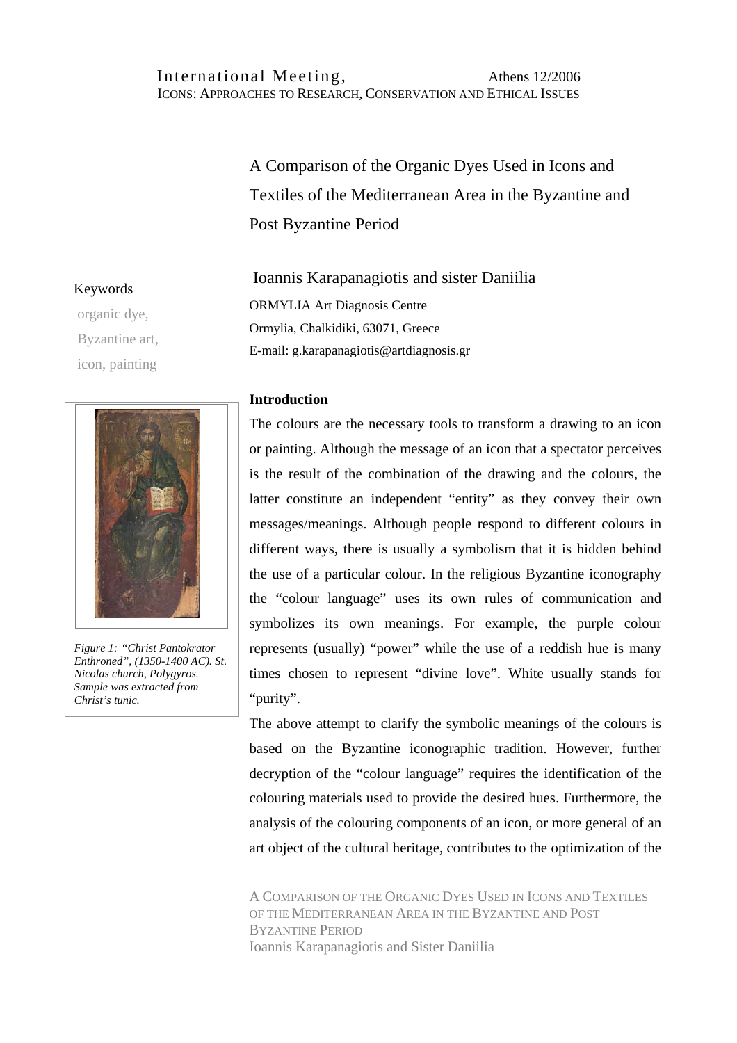# A Comparison of the Organic Dyes Used in Icons and Textiles of the Mediterranean Area in the Byzantine and Post Byzantine Period

Ioannis Karapanagiotis and sister Daniilia

ORMYLIA Art Diagnosis Centre
Ormylia, Chalkidiki, 63071, Greece
E-mail: g.karapanagiotis@artdiagnosis.gr

**Keywords**

organic dye,
Byzantine art,
icon, painting

*Figure 1: "Christ Pantokrator Enthroned", (1350-1400 AC). St. Nicolas church, Polygyros. Sample was extracted from Christ's tunic.*

## Introduction

The colours are the necessary tools to transform a drawing to an icon or painting. Although the message of an icon that a spectator perceives is the result of the combination of the drawing and the colours, the latter constitute an independent "entity" as they convey their own messages/meanings. Although people respond to different colours in different ways, there is usually a symbolism that it is hidden behind the use of a particular colour. In the religious Byzantine iconography the "colour language" uses its own rules of communication and symbolizes its own meanings. For example, the purple colour represents (usually) "power" while the use of a reddish hue is many times chosen to represent "divine love". White usually stands for "purity".

The above attempt to clarify the symbolic meanings of the colours is based on the Byzantine iconographic tradition. However, further decryption of the "colour language" requires the identification of the colouring materials used to provide the desired hues. Furthermore, the analysis of the colouring components of an icon, or more general of an art object of the cultural heritage, contributes to the optimization of the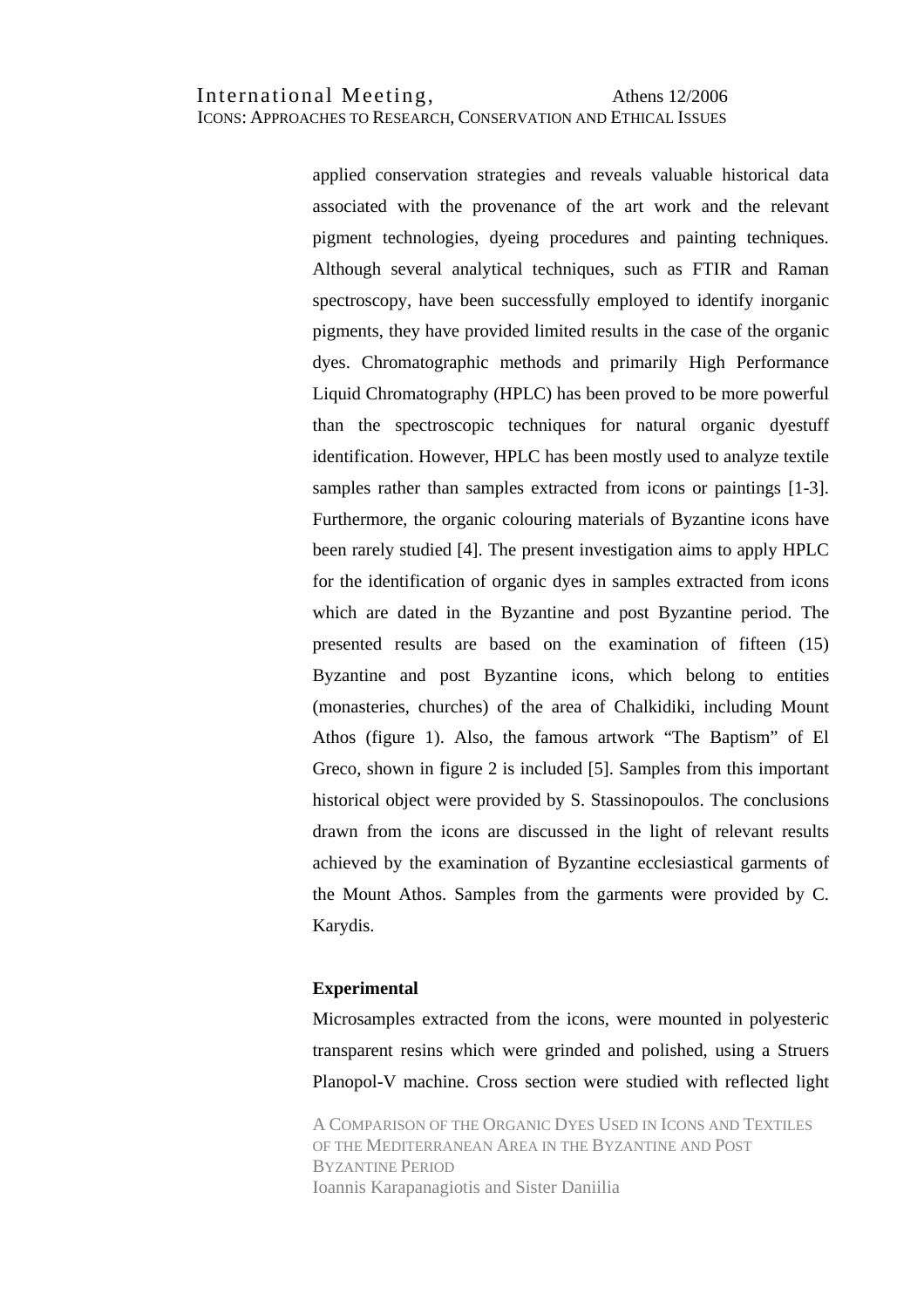applied conservation strategies and reveals valuable historical data associated with the provenance of the art work and the relevant pigment technologies, dyeing procedures and painting techniques. Although several analytical techniques, such as FTIR and Raman spectroscopy, have been successfully employed to identify inorganic pigments, they have provided limited results in the case of the organic dyes. Chromatographic methods and primarily High Performance Liquid Chromatography (HPLC) has been proved to be more powerful than the spectroscopic techniques for natural organic dyestuff identification. However, HPLC has been mostly used to analyze textile samples rather than samples extracted from icons or paintings [1-3]. Furthermore, the organic colouring materials of Byzantine icons have been rarely studied [4]. The present investigation aims to apply HPLC for the identification of organic dyes in samples extracted from icons which are dated in the Byzantine and post Byzantine period. The presented results are based on the examination of fifteen (15) Byzantine and post Byzantine icons, which belong to entities (monasteries, churches) of the area of Chalkidiki, including Mount Athos (figure 1). Also, the famous artwork "The Baptism" of El Greco, shown in figure 2 is included [5]. Samples from this important historical object were provided by S. Stassinopoulos. The conclusions drawn from the icons are discussed in the light of relevant results achieved by the examination of Byzantine ecclesiastical garments of the Mount Athos. Samples from the garments were provided by C. Karydis.

**Experimental**

Microsamples extracted from the icons, were mounted in polyesteric transparent resins which were grinded and polished, using a Struers Planopol-V machine. Cross section were studied with reflected light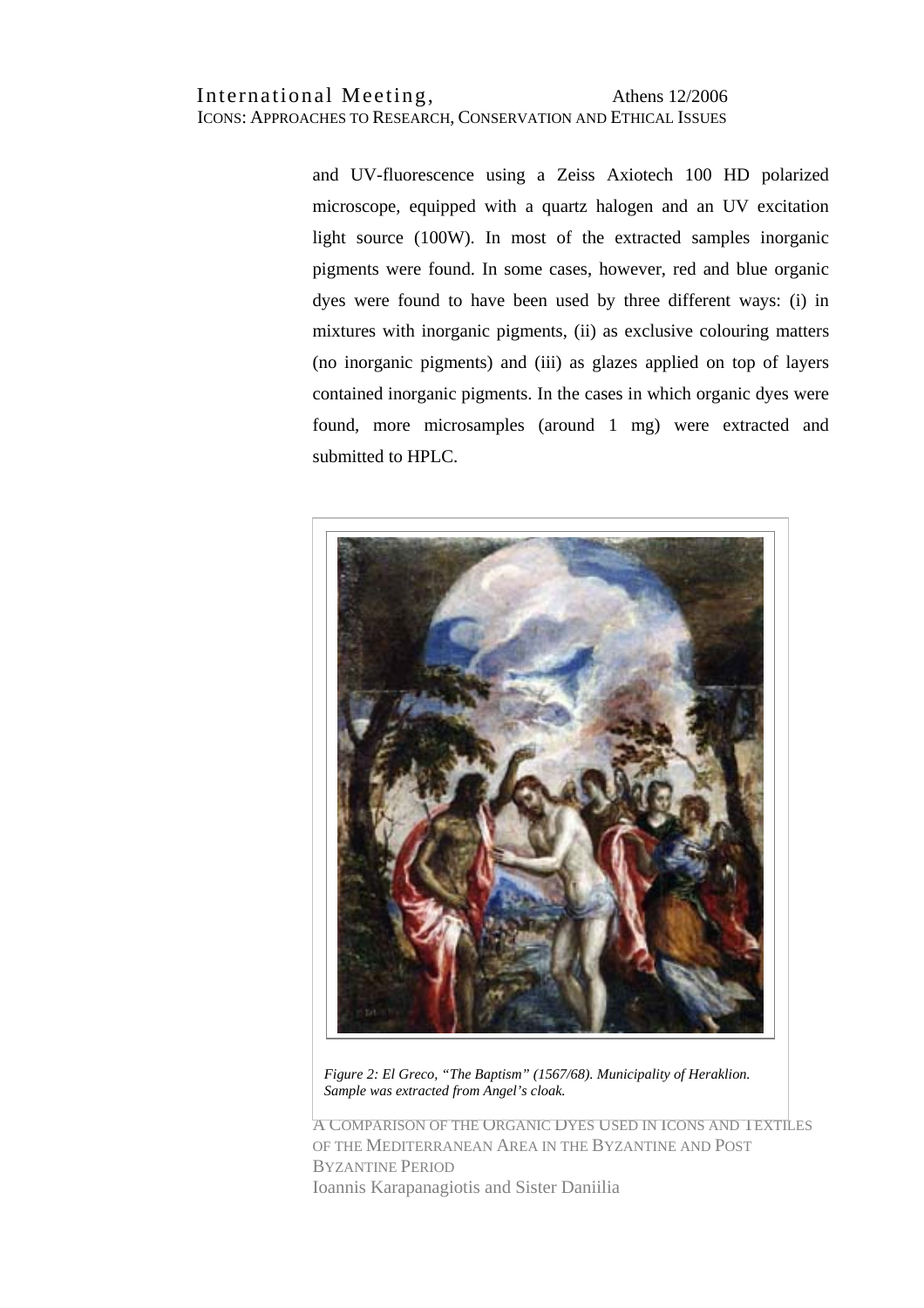and UV-fluorescence using a Zeiss Axiotech 100 HD polarized microscope, equipped with a quartz halogen and an UV excitation light source (100W). In most of the extracted samples inorganic pigments were found. In some cases, however, red and blue organic dyes were found to have been used by three different ways: (i) in mixtures with inorganic pigments, (ii) as exclusive colouring matters (no inorganic pigments) and (iii) as glazes applied on top of layers contained inorganic pigments. In the cases in which organic dyes were found, more microsamples (around 1 mg) were extracted and submitted to HPLC.

*Figure 2: El Greco, "The Baptism" (1567/68). Municipality of Heraklion. Sample was extracted from Angel's cloak.*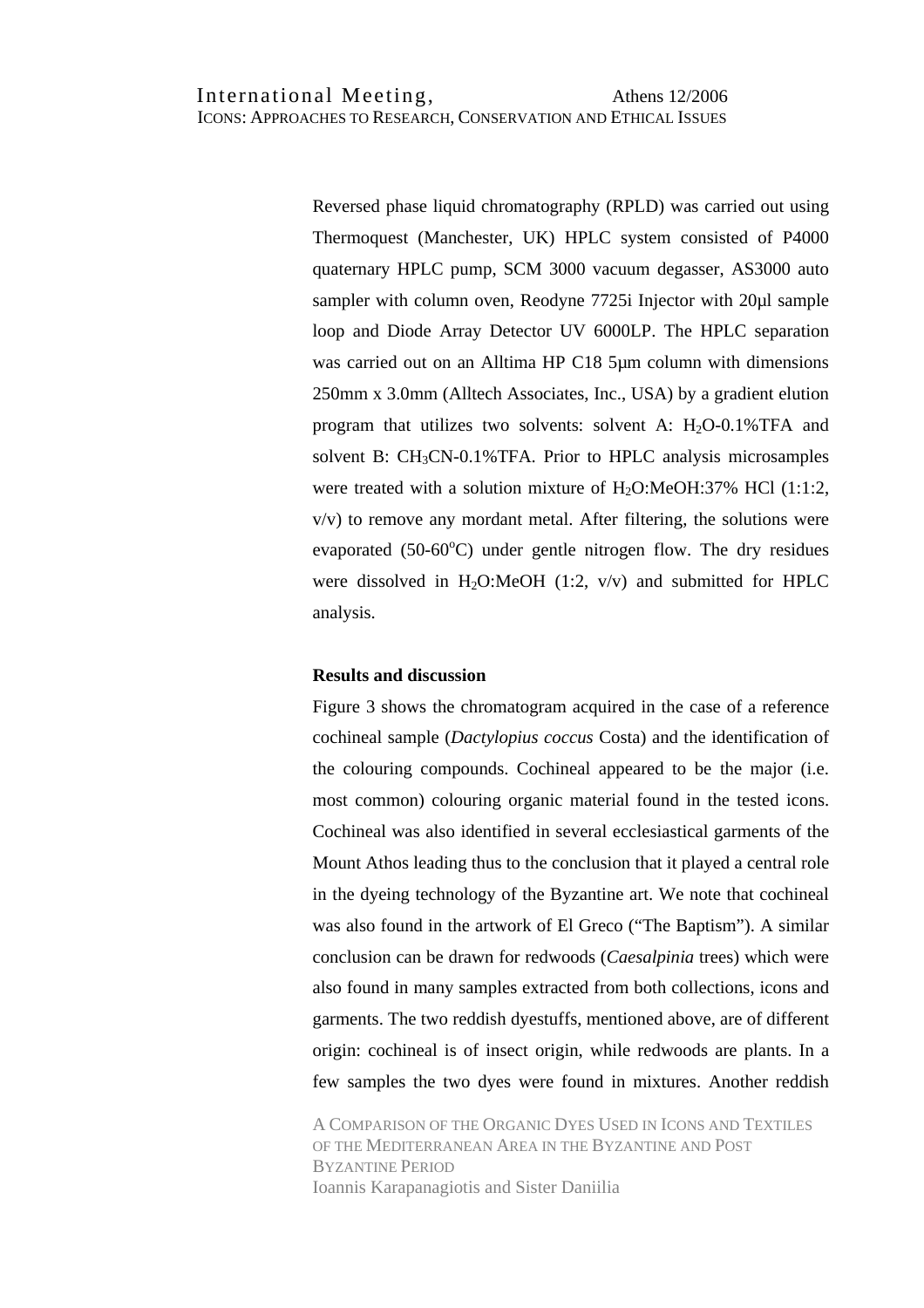Reversed phase liquid chromatography (RPLD) was carried out using Thermoquest (Manchester, UK) HPLC system consisted of P4000 quaternary HPLC pump, SCM 3000 vacuum degasser, AS3000 auto sampler with column oven, Reodyne 7725i Injector with 20μl sample loop and Diode Array Detector UV 6000LP. The HPLC separation was carried out on an Alltima HP C18 5μm column with dimensions 250mm x 3.0mm (Alltech Associates, Inc., USA) by a gradient elution program that utilizes two solvents: solvent A: $H_2O$-0.1%TFA and solvent B: $CH_3CN$-0.1%TFA. Prior to HPLC analysis microsamples were treated with a solution mixture of $H_2O$:MeOH:37% HCl (1:1:2, v/v) to remove any mordant metal. After filtering, the solutions were evaporated (50-60$^{o}$C) under gentle nitrogen flow. The dry residues were dissolved in $H_2O$:MeOH (1:2, v/v) and submitted for HPLC analysis.

**Results and discussion**

Figure 3 shows the chromatogram acquired in the case of a reference cochineal sample (*Dactylopius coccus* Costa) and the identification of the colouring compounds. Cochineal appeared to be the major (i.e. most common) colouring organic material found in the tested icons. Cochineal was also identified in several ecclesiastical garments of the Mount Athos leading thus to the conclusion that it played a central role in the dyeing technology of the Byzantine art. We note that cochineal was also found in the artwork of El Greco ("The Baptism"). A similar conclusion can be drawn for redwoods (*Caesalpinia* trees) which were also found in many samples extracted from both collections, icons and garments. The two reddish dyestuffs, mentioned above, are of different origin: cochineal is of insect origin, while redwoods are plants. In a few samples the two dyes were found in mixtures. Another reddish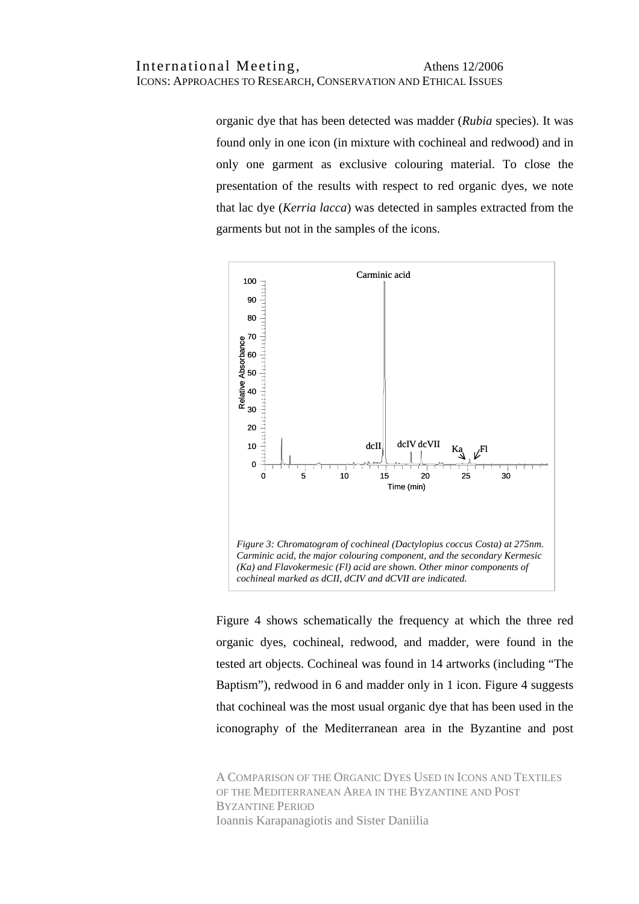organic dye that has been detected was madder (*Rubia* species). It was found only in one icon (in mixture with cochineal and redwood) and in only one garment as exclusive colouring material. To close the presentation of the results with respect to red organic dyes, we note that lac dye (*Kerria lacca*) was detected in samples extracted from the garments but not in the samples of the icons.

*Figure 3: Chromatogram of cochineal (Dactylopius coccus Costa) at 275nm. Carminic acid, the major colouring component, and the secondary Kermesic (Ka) and Flavokermesic (Fl) acid are shown. Other minor components of cochineal marked as dCII, dCIV and dCVII are indicated.*

Figure 4 shows schematically the frequency at which the three red organic dyes, cochineal, redwood, and madder, were found in the tested art objects. Cochineal was found in 14 artworks (including "The Baptism"), redwood in 6 and madder only in 1 icon. Figure 4 suggests that cochineal was the most usual organic dye that has been used in the iconography of the Mediterranean area in the Byzantine and post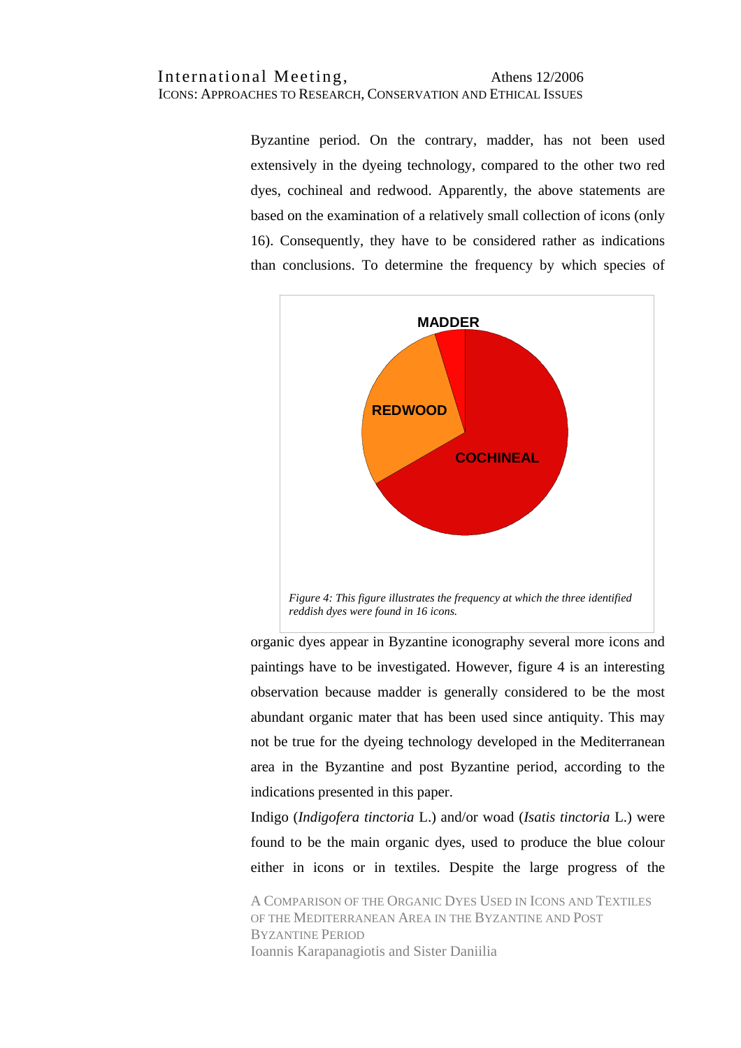Byzantine period. On the contrary, madder, has not been used extensively in the dyeing technology, compared to the other two red dyes, cochineal and redwood. Apparently, the above statements are based on the examination of a relatively small collection of icons (only 16). Consequently, they have to be considered rather as indications than conclusions. To determine the frequency by which species of organic dyes appear in Byzantine iconography several more icons and paintings have to be investigated. However, figure 4 is an interesting observation because madder is generally considered to be the most abundant organic mater that has been used since antiquity. This may not be true for the dyeing technology developed in the Mediterranean area in the Byzantine and post Byzantine period, according to the indications presented in this paper.

*Figure 4: This figure illustrates the frequency at which the three identified reddish dyes were found in 16 icons.*

Indigo (*Indigofera tinctoria* L.) and/or woad (*Isatis tinctoria* L.) were found to be the main organic dyes, used to produce the blue colour either in icons or in textiles. Despite the large progress of the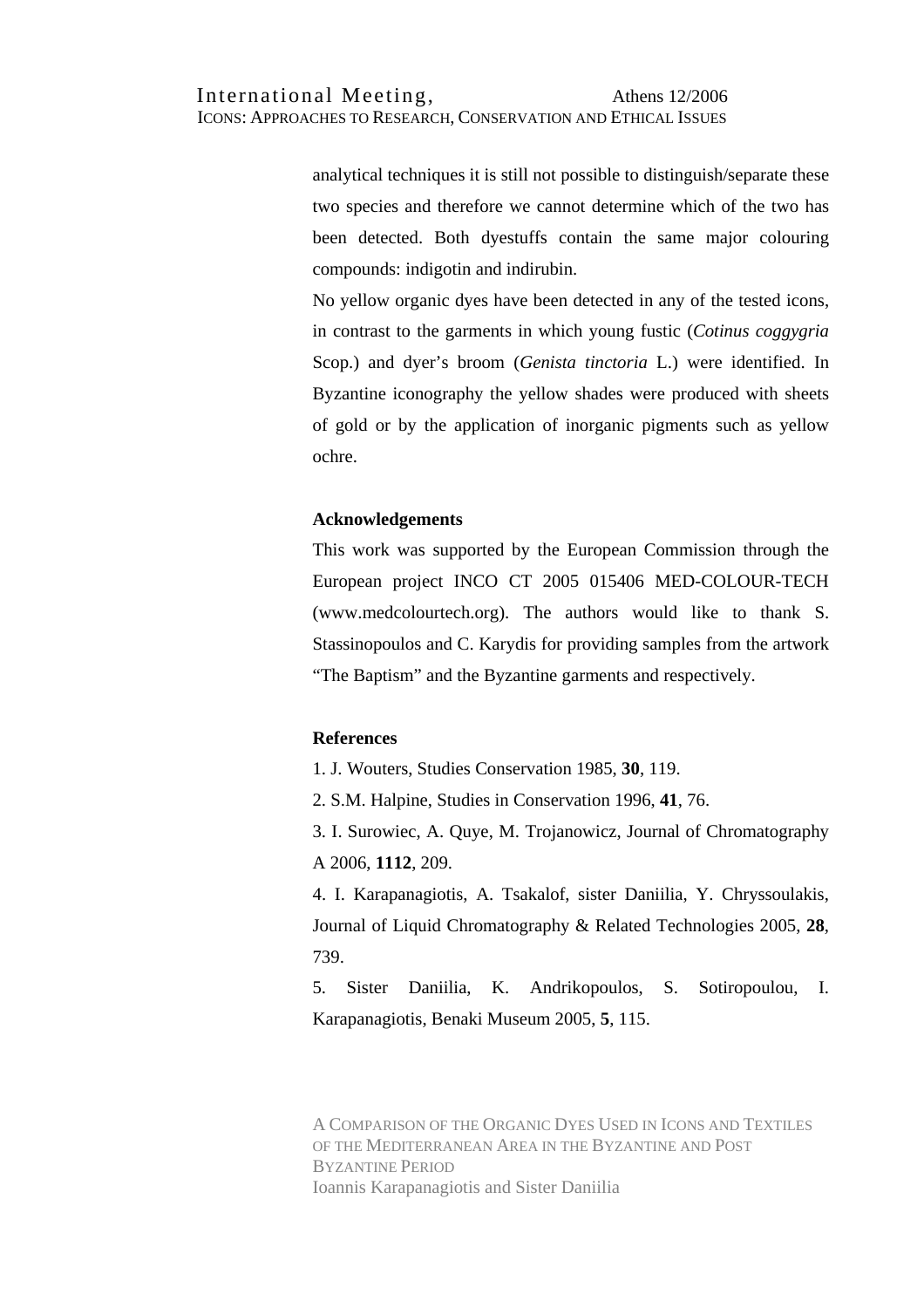analytical techniques it is still not possible to distinguish/separate these two species and therefore we cannot determine which of the two has been detected. Both dyestuffs contain the same major colouring compounds: indigotin and indirubin.

No yellow organic dyes have been detected in any of the tested icons, in contrast to the garments in which young fustic (*Cotinus coggygria* Scop.) and dyer's broom (*Genista tinctoria* L.) were identified. In Byzantine iconography the yellow shades were produced with sheets of gold or by the application of inorganic pigments such as yellow ochre.

**Acknowledgements**

This work was supported by the European Commission through the European project INCO CT 2005 015406 MED-COLOUR-TECH (www.medcolourtech.org). The authors would like to thank S. Stassinopoulos and C. Karydis for providing samples from the artwork "The Baptism" and the Byzantine garments and respectively.

**References**

1. J. Wouters, Studies Conservation 1985, **30**, 119.
2. S.M. Halpine, Studies in Conservation 1996, **41**, 76.
3. I. Surowiec, A. Quye, M. Trojanowicz, Journal of Chromatography A 2006, **1112**, 209.
4. I. Karapanagiotis, A. Tsakalof, sister Daniilia, Y. Chryssoulakis, Journal of Liquid Chromatography & Related Technologies 2005, **28**, 739.
5. Sister Daniilia, K. Andrikopoulos, S. Sotiropoulou, I. Karapanagiotis, Benaki Museum 2005, **5**, 115.